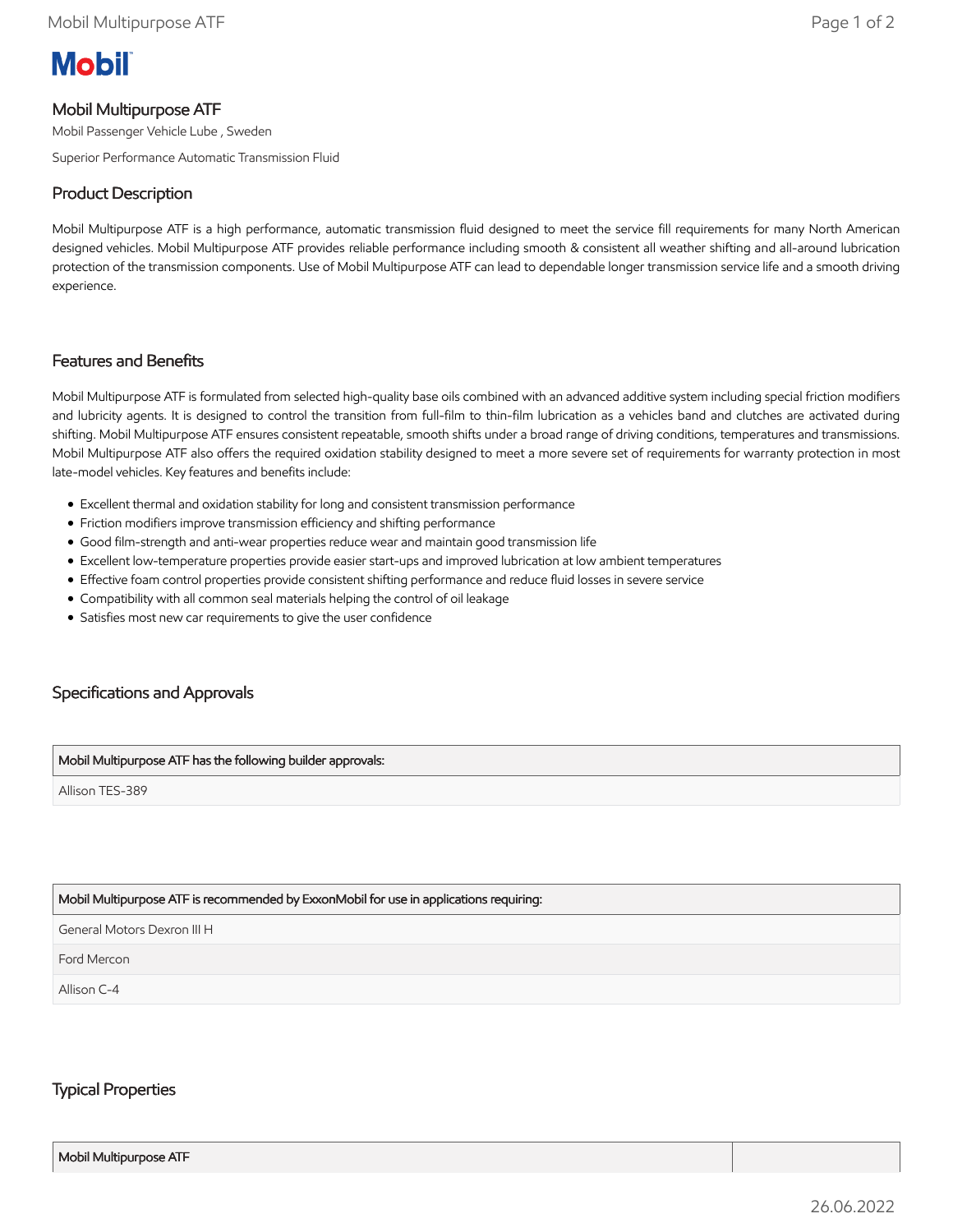**Mobil**

## Mobil Multipurpose ATF

Mobil Passenger Vehicle Lube , Sweden

Superior Performance Automatic Transmission Fluid

### Product Description

Mobil Multipurpose ATF is a high performance, automatic transmission fluid designed to meet the service fill requirements for many North American designed vehicles. Mobil Multipurpose ATF provides reliable performance including smooth & consistent all weather shifting and all-around lubrication protection of the transmission components. Use of Mobil Multipurpose ATF can lead to dependable longer transmission service life and a smooth driving experience.

### Features and Benefits

Mobil Multipurpose ATF is formulated from selected high-quality base oils combined with an advanced additive system including special friction modifiers and lubricity agents. It is designed to control the transition from full-film to thin-film lubrication as a vehicles band and clutches are activated during shifting. Mobil Multipurpose ATF ensures consistent repeatable, smooth shifts under a broad range of driving conditions, temperatures and transmissions. Mobil Multipurpose ATF also offers the required oxidation stability designed to meet a more severe set of requirements for warranty protection in most late-model vehicles. Key features and benefits include:

- Excellent thermal and oxidation stability for long and consistent transmission performance
- Friction modifiers improve transmission efficiency and shifting performance
- Good film-strength and anti-wear properties reduce wear and maintain good transmission life
- Excellent low-temperature properties provide easier start-ups and improved lubrication at low ambient temperatures
- Effective foam control properties provide consistent shifting performance and reduce fluid losses in severe service
- Compatibility with all common seal materials helping the control of oil leakage
- Satisfies most new car requirements to give the user confidence

### Specifications and Approvals

| Mobil Multipurpose ATF has the following builder approvals: |
|---|
| Allison TES-389 |

| Mobil Multipurpose ATF is recommended by ExxonMobil for use in applications requiring: |
|---|
| General Motors Dexron III H |
| Ford Mercon |
| Allison C-4 |

### Typical Properties

| Mobil Multipurpose ATF | |
|---|---|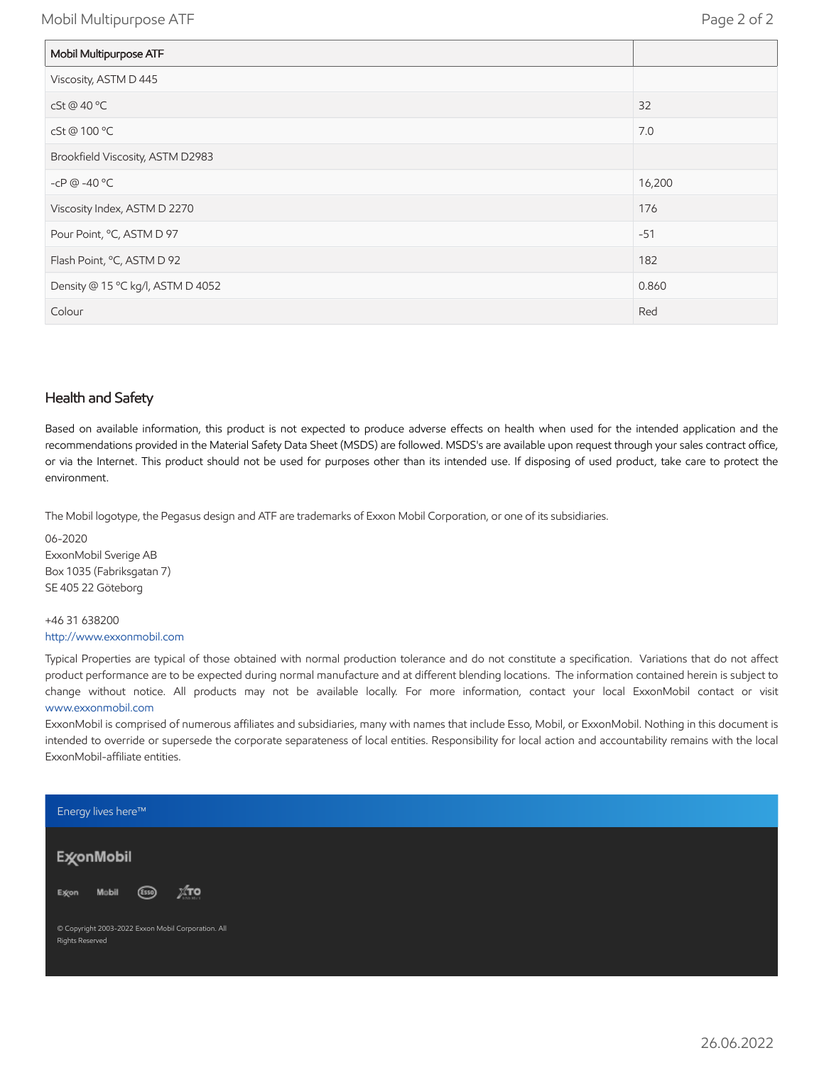| Mobil Multipurpose ATF | |
|---|---|
| Viscosity, ASTM D 445 | |
| cSt @ 40 °C | 32 |
| cSt @ 100 °C | 7.0 |
| Brookfield Viscosity, ASTM D2983 | |
| -cP @ -40 °C | 16,200 |
| Viscosity Index, ASTM D 2270 | 176 |
| Pour Point, °C, ASTM D 97 | -51 |
| Flash Point, °C, ASTM D 92 | 182 |
| Density @ 15 °C kg/l, ASTM D 4052 | 0.860 |
| Colour | Red |

## Health and Safety

Based on available information, this product is not expected to produce adverse effects on health when used for the intended application and the recommendations provided in the Material Safety Data Sheet (MSDS) are followed. MSDS's are available upon request through your sales contract office, or via the Internet. This product should not be used for purposes other than its intended use. If disposing of used product, take care to protect the environment.

The Mobil logotype, the Pegasus design and ATF are trademarks of Exxon Mobil Corporation, or one of its subsidiaries.

06-2020
ExxonMobil Sverige AB
Box 1035 (Fabriksgatan 7)
SE 405 22 Göteborg

+46 31 638200
http://www.exxonmobil.com

Typical Properties are typical of those obtained with normal production tolerance and do not constitute a specification. Variations that do not affect product performance are to be expected during normal manufacture and at different blending locations. The information contained herein is subject to change without notice. All products may not be available locally. For more information, contact your local ExxonMobil contact or visit www.exxonmobil.com
ExxonMobil is comprised of numerous affiliates and subsidiaries, many with names that include Esso, Mobil, or ExxonMobil. Nothing in this document is intended to override or supersede the corporate separateness of local entities. Responsibility for local action and accountability remains with the local ExxonMobil-affiliate entities.

Energy lives here™

ExxonMobil

Exxon Mobil Esso XTO

© Copyright 2003-2022 Exxon Mobil Corporation. All Rights Reserved

26.06.2022